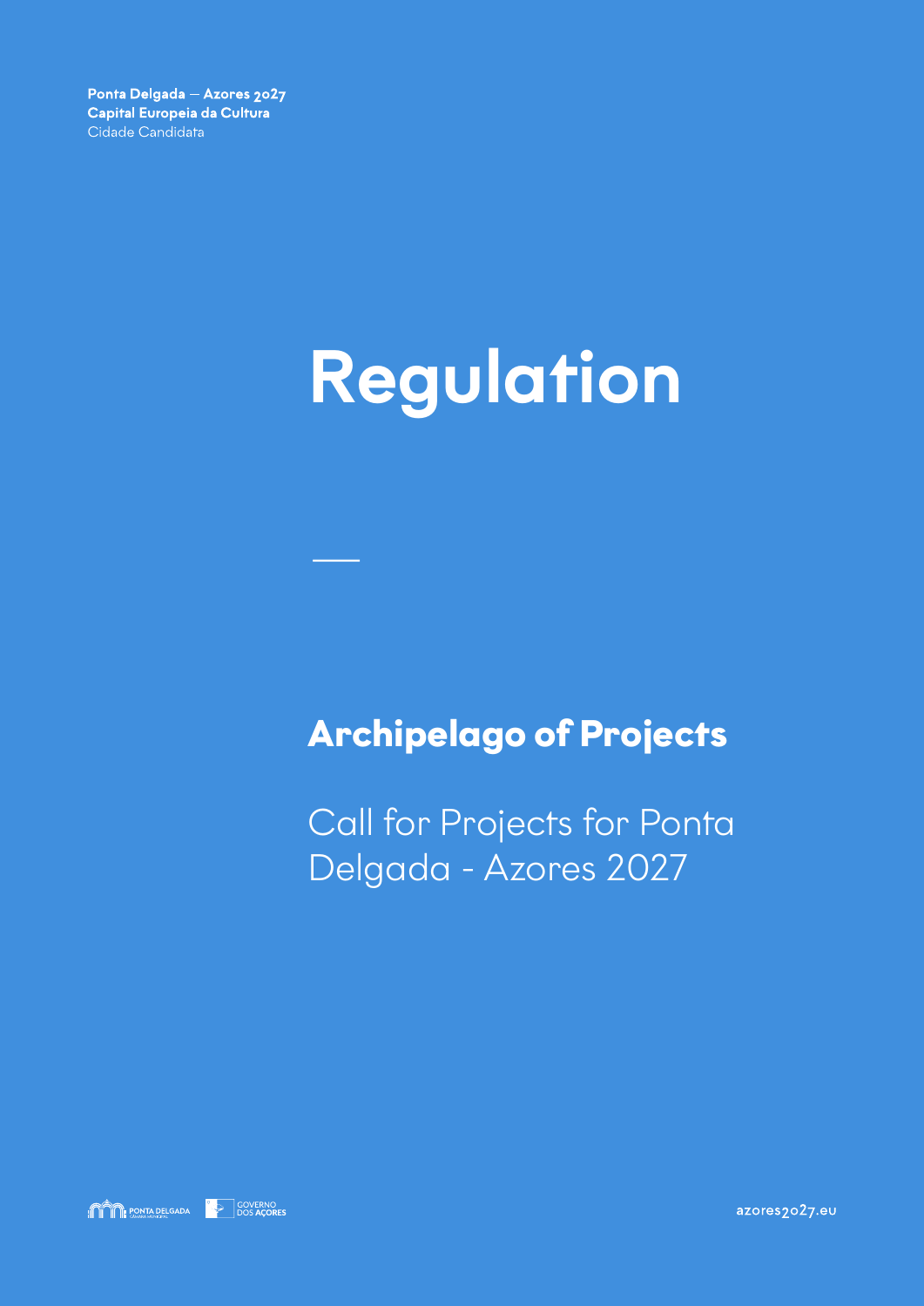**Ponta Delgada — Azores 2027**
**Capital Europeia da Cultura**
Cidade Candidata

# Regulation

## Archipelago of Projects

Call for Projects for Ponta Delgada - Azores 2027

azores2027.eu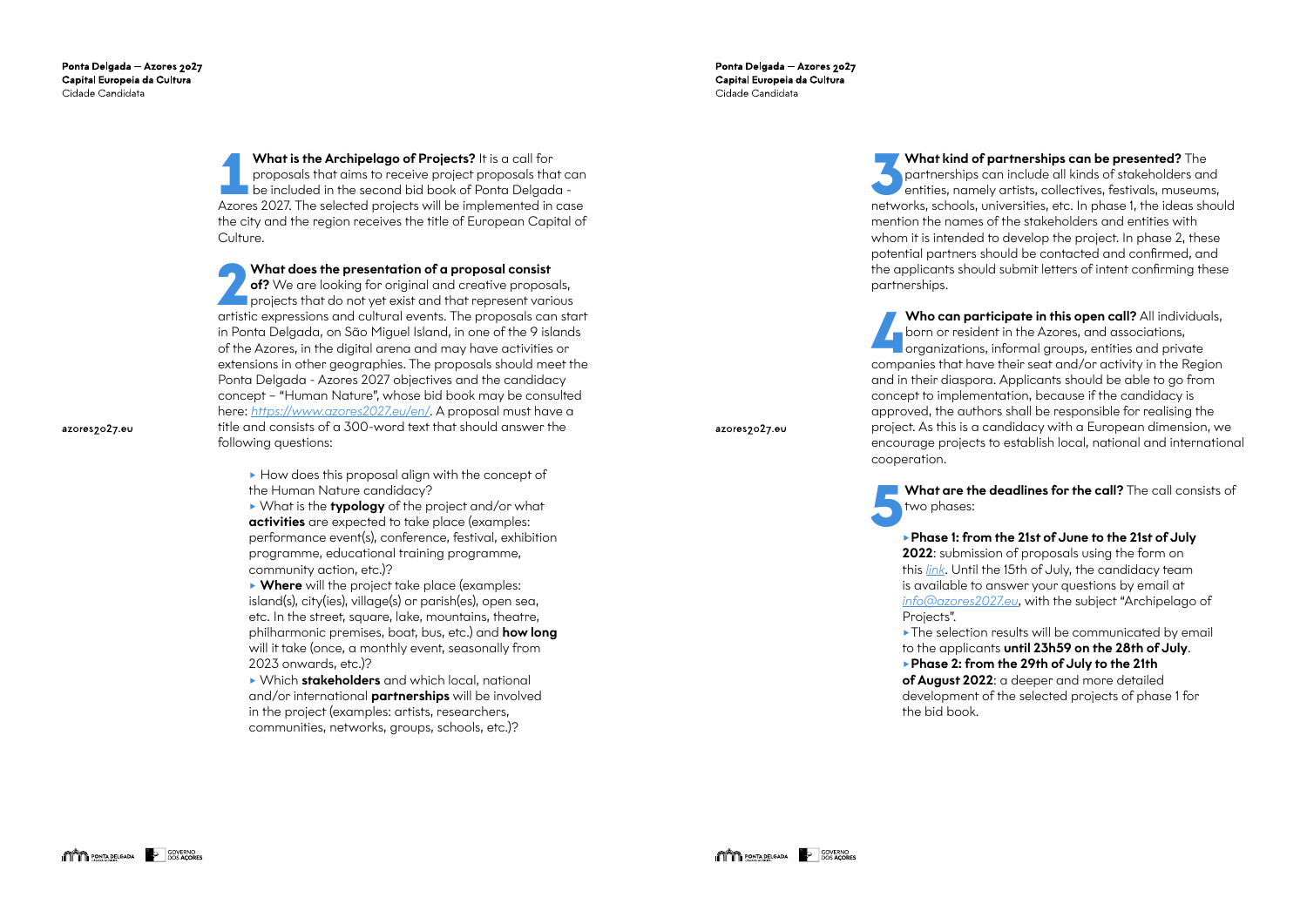**1 What is the Archipelago of Projects?** It is a call for proposals that aims to receive project proposals that can be included in the second bid book of Ponta Delgada - Azores 2027. The selected projects will be implemented in case the city and the region receives the title of European Capital of Culture.

**2 What does the presentation of a proposal consist of?** We are looking for original and creative proposals, projects that do not yet exist and that represent various artistic expressions and cultural events. The proposals can start in Ponta Delgada, on São Miguel Island, in one of the 9 islands of the Azores, in the digital arena and may have activities or extensions in other geographies. The proposals should meet the Ponta Delgada - Azores 2027 objectives and the candidacy concept – "Human Nature", whose bid book may be consulted here: *https://www.azores2027.eu/en/*. A proposal must have a title and consists of a 300-word text that should answer the following questions:

- How does this proposal align with the concept of the Human Nature candidacy?
- What is the **typology** of the project and/or what **activities** are expected to take place (examples: performance event(s), conference, festival, exhibition programme, educational training programme, community action, etc.)?
- **Where** will the project take place (examples: island(s), city(ies), village(s) or parish(es), open sea, etc. In the street, square, lake, mountains, theatre, philharmonic premises, boat, bus, etc.) and **how long** will it take (once, a monthly event, seasonally from 2023 onwards, etc.)?
- Which **stakeholders** and which local, national and/or international **partnerships** will be involved in the project (examples: artists, researchers, communities, networks, groups, schools, etc.)?

**3 What kind of partnerships can be presented?** The partnerships can include all kinds of stakeholders and entities, namely artists, collectives, festivals, museums, networks, schools, universities, etc. In phase 1, the ideas should mention the names of the stakeholders and entities with whom it is intended to develop the project. In phase 2, these potential partners should be contacted and confirmed, and the applicants should submit letters of intent confirming these partnerships.

**4 Who can participate in this open call?** All individuals, born or resident in the Azores, and associations, organizations, informal groups, entities and private companies that have their seat and/or activity in the Region and in their diaspora. Applicants should be able to go from concept to implementation, because if the candidacy is approved, the authors shall be responsible for realising the project. As this is a candidacy with a European dimension, we encourage projects to establish local, national and international cooperation.

**5 What are the deadlines for the call?** The call consists of two phases:

- **Phase 1: from the 21st of June to the 21st of July 2022**: submission of proposals using the form on this *link*. Until the 15th of July, the candidacy team is available to answer your questions by email at *info@azores2027.eu*, with the subject "Archipelago of Projects".
- The selection results will be communicated by email to the applicants **until 23h59 on the 28th of July**.
- **Phase 2: from the 29th of July to the 21th of August 2022**: a deeper and more detailed development of the selected projects of phase 1 for the bid book.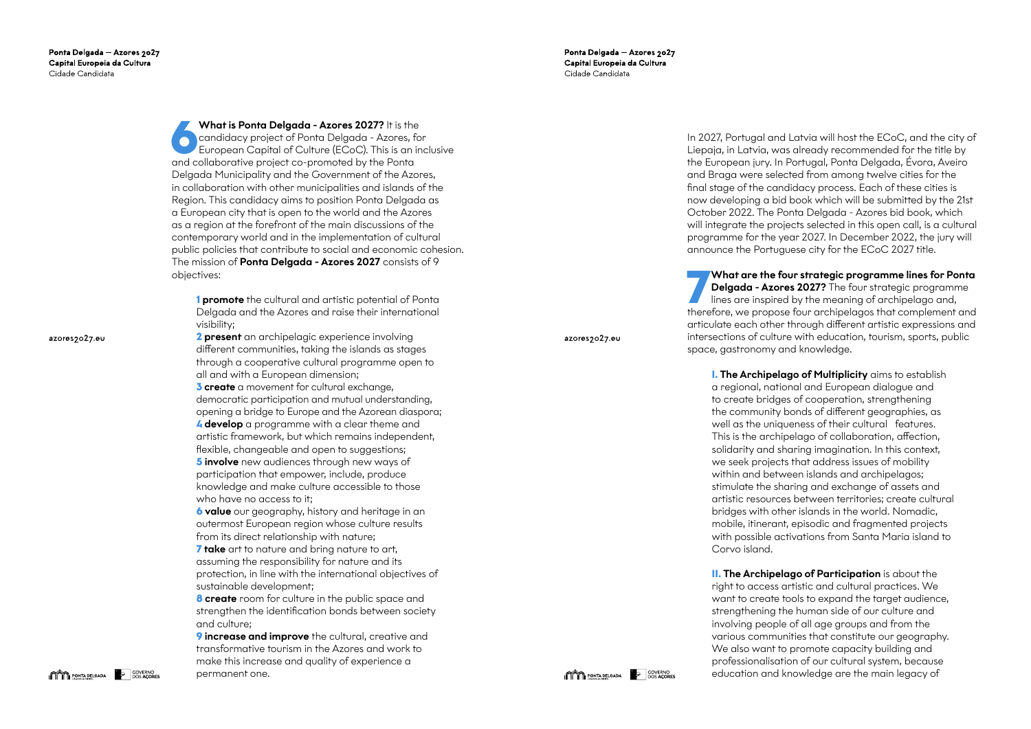**6** **What is Ponta Delgada - Azores 2027?** It is the candidacy project of Ponta Delgada - Azores, for European Capital of Culture (ECoC). This is an inclusive and collaborative project co-promoted by the Ponta Delgada Municipality and the Government of the Azores, in collaboration with other municipalities and islands of the Region. This candidacy aims to position Ponta Delgada as a European city that is open to the world and the Azores as a region at the forefront of the main discussions of the contemporary world and in the implementation of cultural public policies that contribute to social and economic cohesion. The mission of **Ponta Delgada - Azores 2027** consists of 9 objectives:

**1** **promote** the cultural and artistic potential of Ponta Delgada and the Azores and raise their international visibility;
**2** **present** an archipelagic experience involving different communities, taking the islands as stages through a cooperative cultural programme open to all and with a European dimension;
**3** **create** a movement for cultural exchange, democratic participation and mutual understanding, opening a bridge to Europe and the Azorean diaspora;
**4** **develop** a programme with a clear theme and artistic framework, but which remains independent, flexible, changeable and open to suggestions;
**5** **involve** new audiences through new ways of participation that empower, include, produce knowledge and make culture accessible to those who have no access to it;
**6** **value** our geography, history and heritage in an outermost European region whose culture results from its direct relationship with nature;
**7** **take** art to nature and bring nature to art, assuming the responsibility for nature and its protection, in line with the international objectives of sustainable development;
**8** **create** room for culture in the public space and strengthen the identification bonds between society and culture;
**9** **increase and improve** the cultural, creative and transformative tourism in the Azores and work to make this increase and quality of experience a permanent one.

In 2027, Portugal and Latvia will host the ECoC, and the city of Liepaja, in Latvia, was already recommended for the title by the European jury. In Portugal, Ponta Delgada, Évora, Aveiro and Braga were selected from among twelve cities for the final stage of the candidacy process. Each of these cities is now developing a bid book which will be submitted by the 21st October 2022. The Ponta Delgada - Azores bid book, which will integrate the projects selected in this open call, is a cultural programme for the year 2027. In December 2022, the jury will announce the Portuguese city for the ECoC 2027 title.

**7** **What are the four strategic programme lines for Ponta Delgada - Azores 2027?** The four strategic programme lines are inspired by the meaning of archipelago and, therefore, we propose four archipelagos that complement and articulate each other through different artistic expressions and intersections of culture with education, tourism, sports, public space, gastronomy and knowledge.

**I. The Archipelago of Multiplicity** aims to establish a regional, national and European dialogue and to create bridges of cooperation, strengthening the community bonds of different geographies, as well as the uniqueness of their cultural features. This is the archipelago of collaboration, affection, solidarity and sharing imagination. In this context, we seek projects that address issues of mobility within and between islands and archipelagos; stimulate the sharing and exchange of assets and artistic resources between territories; create cultural bridges with other islands in the world. Nomadic, mobile, itinerant, episodic and fragmented projects with possible activations from Santa Maria island to Corvo island.

**II. The Archipelago of Participation** is about the right to access artistic and cultural practices. We want to create tools to expand the target audience, strengthening the human side of our culture and involving people of all age groups and from the various communities that constitute our geography. We also want to promote capacity building and professionalisation of our cultural system, because education and knowledge are the main legacy of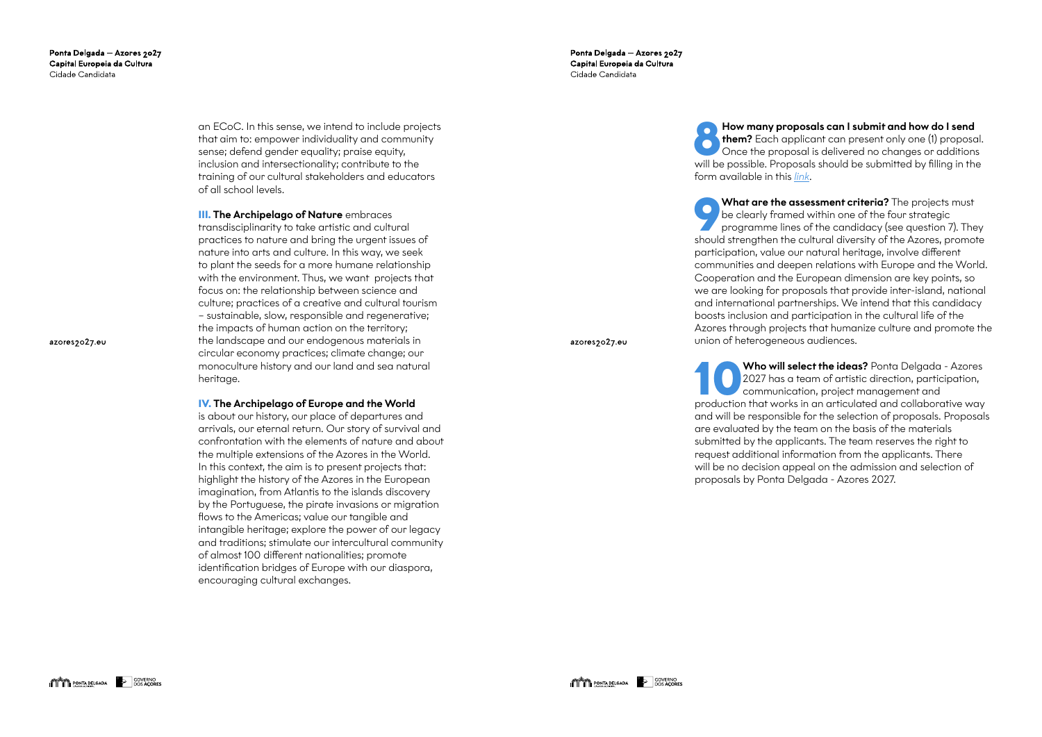an ECoC. In this sense, we intend to include projects that aim to: empower individuality and community sense; defend gender equality; praise equity, inclusion and intersectionality; contribute to the training of our cultural stakeholders and educators of all school levels.

**III. The Archipelago of Nature** embraces transdisciplinarity to take artistic and cultural practices to nature and bring the urgent issues of nature into arts and culture. In this way, we seek to plant the seeds for a more humane relationship with the environment. Thus, we want projects that focus on: the relationship between science and culture; practices of a creative and cultural tourism – sustainable, slow, responsible and regenerative; the impacts of human action on the territory; the landscape and our endogenous materials in circular economy practices; climate change; our monoculture history and our land and sea natural heritage.

**IV. The Archipelago of Europe and the World** is about our history, our place of departures and arrivals, our eternal return. Our story of survival and confrontation with the elements of nature and about the multiple extensions of the Azores in the World. In this context, the aim is to present projects that: highlight the history of the Azores in the European imagination, from Atlantis to the islands discovery by the Portuguese, the pirate invasions or migration flows to the Americas; value our tangible and intangible heritage; explore the power of our legacy and traditions; stimulate our intercultural community of almost 100 different nationalities; promote identification bridges of Europe with our diaspora, encouraging cultural exchanges.

**8 How many proposals can I submit and how do I send them?** Each applicant can present only one (1) proposal. Once the proposal is delivered no changes or additions will be possible. Proposals should be submitted by filling in the form available in this *link*.

**9 What are the assessment criteria?** The projects must be clearly framed within one of the four strategic programme lines of the candidacy (see question 7). They should strengthen the cultural diversity of the Azores, promote participation, value our natural heritage, involve different communities and deepen relations with Europe and the World. Cooperation and the European dimension are key points, so we are looking for proposals that provide inter-island, national and international partnerships. We intend that this candidacy boosts inclusion and participation in the cultural life of the Azores through projects that humanize culture and promote the union of heterogeneous audiences.

**10 Who will select the ideas?** Ponta Delgada - Azores 2027 has a team of artistic direction, participation, communication, project management and production that works in an articulated and collaborative way and will be responsible for the selection of proposals. Proposals are evaluated by the team on the basis of the materials submitted by the applicants. The team reserves the right to request additional information from the applicants. There will be no decision appeal on the admission and selection of proposals by Ponta Delgada - Azores 2027.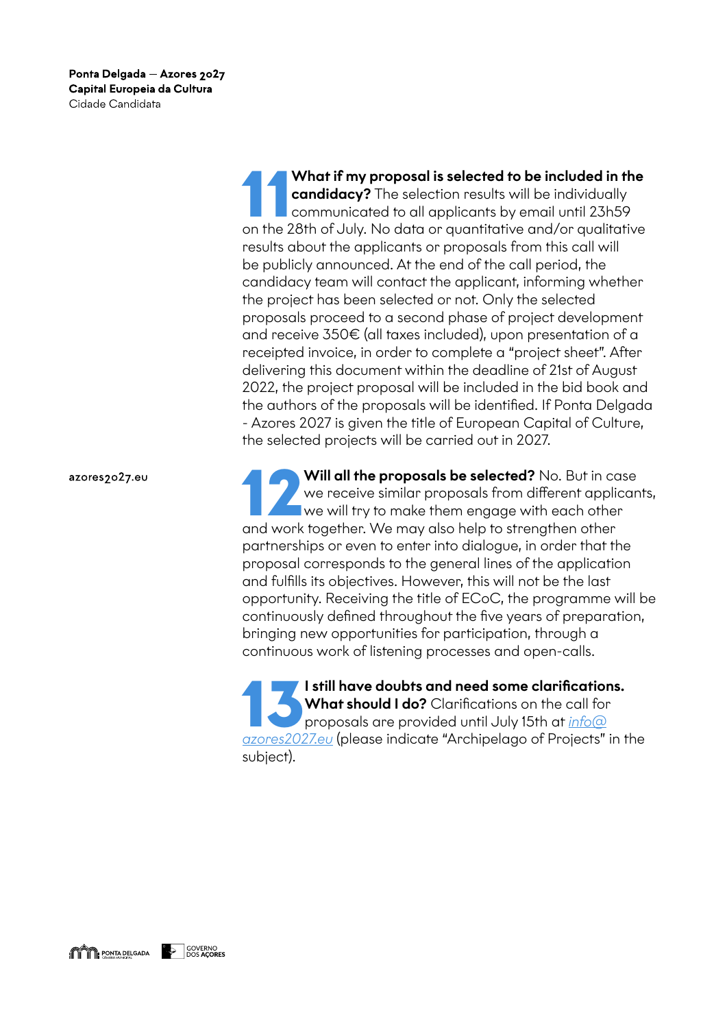**11 What if my proposal is selected to be included in the candidacy?** The selection results will be individually communicated to all applicants by email until 23h59 on the 28th of July. No data or quantitative and/or qualitative results about the applicants or proposals from this call will be publicly announced. At the end of the call period, the candidacy team will contact the applicant, informing whether the project has been selected or not. Only the selected proposals proceed to a second phase of project development and receive 350€ (all taxes included), upon presentation of a receipted invoice, in order to complete a "project sheet". After delivering this document within the deadline of 21st of August 2022, the project proposal will be included in the bid book and the authors of the proposals will be identified. If Ponta Delgada - Azores 2027 is given the title of European Capital of Culture, the selected projects will be carried out in 2027.

**12 Will all the proposals be selected?** No. But in case we receive similar proposals from different applicants, we will try to make them engage with each other and work together. We may also help to strengthen other partnerships or even to enter into dialogue, in order that the proposal corresponds to the general lines of the application and fulfills its objectives. However, this will not be the last opportunity. Receiving the title of ECoC, the programme will be continuously defined throughout the five years of preparation, bringing new opportunities for participation, through a continuous work of listening processes and open-calls.

**13 I still have doubts and need some clarifications. What should I do?** Clarifications on the call for proposals are provided until July 15th at *info@azores2027.eu* (please indicate "Archipelago of Projects" in the subject).